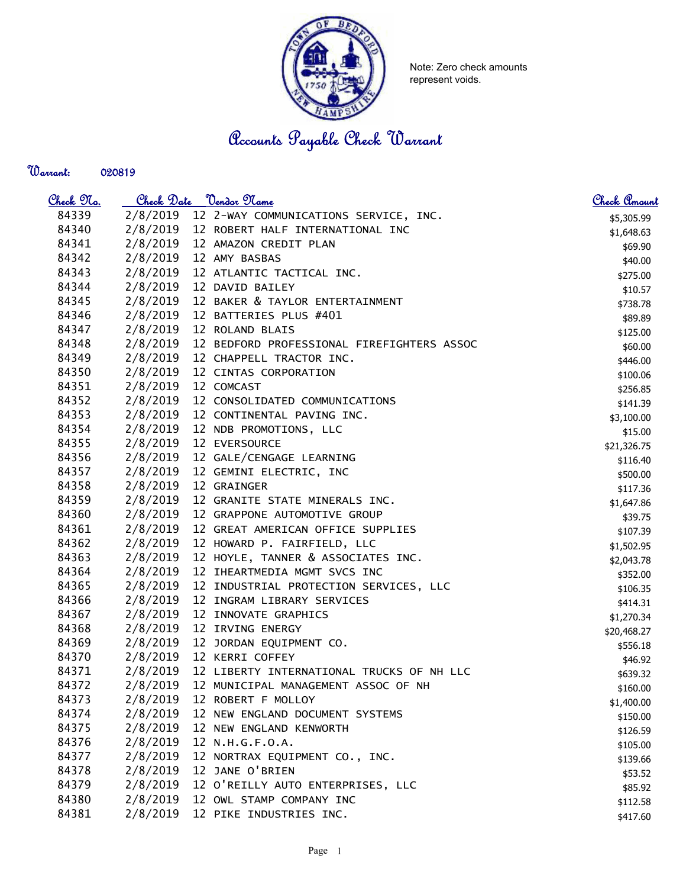Note: Zero check amounts represent voids.

# Accounts Payable Check Warrant

**Warrant:** 020819

| Check No. | Check Date | Vendor Name | Check Amount |
|---|---|---|---|
| 84339 | 2/8/2019 | 12 2-WAY COMMUNICATIONS SERVICE, INC. | $5,305.99 |
| 84340 | 2/8/2019 | 12 ROBERT HALF INTERNATIONAL INC | $1,648.63 |
| 84341 | 2/8/2019 | 12 AMAZON CREDIT PLAN | $69.90 |
| 84342 | 2/8/2019 | 12 AMY BASBAS | $40.00 |
| 84343 | 2/8/2019 | 12 ATLANTIC TACTICAL INC. | $275.00 |
| 84344 | 2/8/2019 | 12 DAVID BAILEY | $10.57 |
| 84345 | 2/8/2019 | 12 BAKER & TAYLOR ENTERTAINMENT | $738.78 |
| 84346 | 2/8/2019 | 12 BATTERIES PLUS #401 | $89.89 |
| 84347 | 2/8/2019 | 12 ROLAND BLAIS | $125.00 |
| 84348 | 2/8/2019 | 12 BEDFORD PROFESSIONAL FIREFIGHTERS ASSOC | $60.00 |
| 84349 | 2/8/2019 | 12 CHAPPELL TRACTOR INC. | $446.00 |
| 84350 | 2/8/2019 | 12 CINTAS CORPORATION | $100.06 |
| 84351 | 2/8/2019 | 12 COMCAST | $256.85 |
| 84352 | 2/8/2019 | 12 CONSOLIDATED COMMUNICATIONS | $141.39 |
| 84353 | 2/8/2019 | 12 CONTINENTAL PAVING INC. | $3,100.00 |
| 84354 | 2/8/2019 | 12 NDB PROMOTIONS, LLC | $15.00 |
| 84355 | 2/8/2019 | 12 EVERSOURCE | $21,326.75 |
| 84356 | 2/8/2019 | 12 GALE/CENGAGE LEARNING | $116.40 |
| 84357 | 2/8/2019 | 12 GEMINI ELECTRIC, INC | $500.00 |
| 84358 | 2/8/2019 | 12 GRAINGER | $117.36 |
| 84359 | 2/8/2019 | 12 GRANITE STATE MINERALS INC. | $1,647.86 |
| 84360 | 2/8/2019 | 12 GRAPPONE AUTOMOTIVE GROUP | $39.75 |
| 84361 | 2/8/2019 | 12 GREAT AMERICAN OFFICE SUPPLIES | $107.39 |
| 84362 | 2/8/2019 | 12 HOWARD P. FAIRFIELD, LLC | $1,502.95 |
| 84363 | 2/8/2019 | 12 HOYLE, TANNER & ASSOCIATES INC. | $2,043.78 |
| 84364 | 2/8/2019 | 12 IHEARTMEDIA MGMT SVCS INC | $352.00 |
| 84365 | 2/8/2019 | 12 INDUSTRIAL PROTECTION SERVICES, LLC | $106.35 |
| 84366 | 2/8/2019 | 12 INGRAM LIBRARY SERVICES | $414.31 |
| 84367 | 2/8/2019 | 12 INNOVATE GRAPHICS | $1,270.34 |
| 84368 | 2/8/2019 | 12 IRVING ENERGY | $20,468.27 |
| 84369 | 2/8/2019 | 12 JORDAN EQUIPMENT CO. | $556.18 |
| 84370 | 2/8/2019 | 12 KERRI COFFEY | $46.92 |
| 84371 | 2/8/2019 | 12 LIBERTY INTERNATIONAL TRUCKS OF NH LLC | $639.32 |
| 84372 | 2/8/2019 | 12 MUNICIPAL MANAGEMENT ASSOC OF NH | $160.00 |
| 84373 | 2/8/2019 | 12 ROBERT F MOLLOY | $1,400.00 |
| 84374 | 2/8/2019 | 12 NEW ENGLAND DOCUMENT SYSTEMS | $150.00 |
| 84375 | 2/8/2019 | 12 NEW ENGLAND KENWORTH | $126.59 |
| 84376 | 2/8/2019 | 12 N.H.G.F.O.A. | $105.00 |
| 84377 | 2/8/2019 | 12 NORTRAX EQUIPMENT CO., INC. | $139.66 |
| 84378 | 2/8/2019 | 12 JANE O'BRIEN | $53.52 |
| 84379 | 2/8/2019 | 12 O'REILLY AUTO ENTERPRISES, LLC | $85.92 |
| 84380 | 2/8/2019 | 12 OWL STAMP COMPANY INC | $112.58 |
| 84381 | 2/8/2019 | 12 PIKE INDUSTRIES INC. | $417.60 |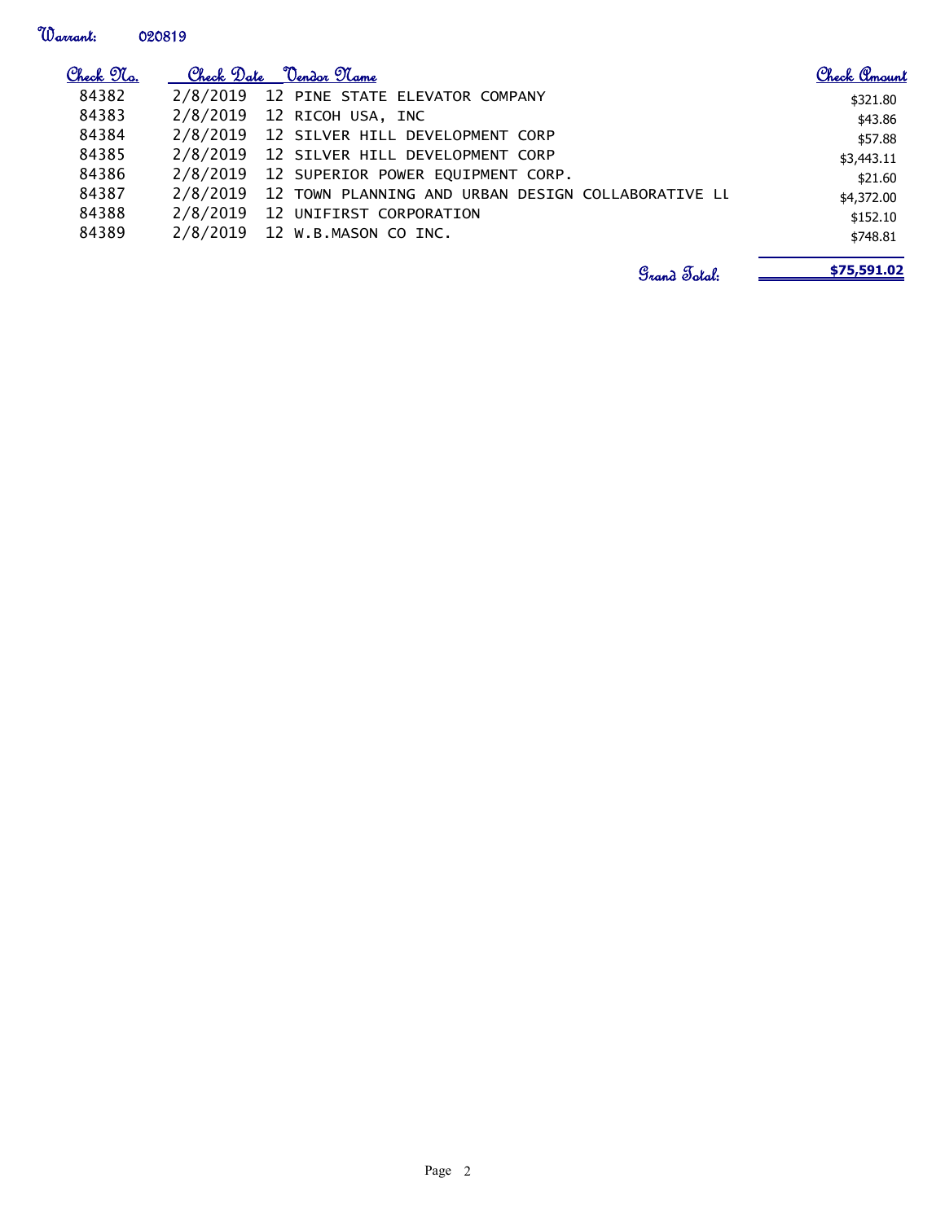Warrant: 020819

| Check No. | Check Date | Vendor Name | Check Amount |
|---|---|---|---|
| 84382 | 2/8/2019 | 12 PINE STATE ELEVATOR COMPANY | $321.80 |
| 84383 | 2/8/2019 | 12 RICOH USA, INC | $43.86 |
| 84384 | 2/8/2019 | 12 SILVER HILL DEVELOPMENT CORP | $57.88 |
| 84385 | 2/8/2019 | 12 SILVER HILL DEVELOPMENT CORP | $3,443.11 |
| 84386 | 2/8/2019 | 12 SUPERIOR POWER EQUIPMENT CORP. | $21.60 |
| 84387 | 2/8/2019 | 12 TOWN PLANNING AND URBAN DESIGN COLLABORATIVE LL | $4,372.00 |
| 84388 | 2/8/2019 | 12 UNIFIRST CORPORATION | $152.10 |
| 84389 | 2/8/2019 | 12 W.B.MASON CO INC. | $748.81 |
| | | Grand Total: | **$75,591.02** |